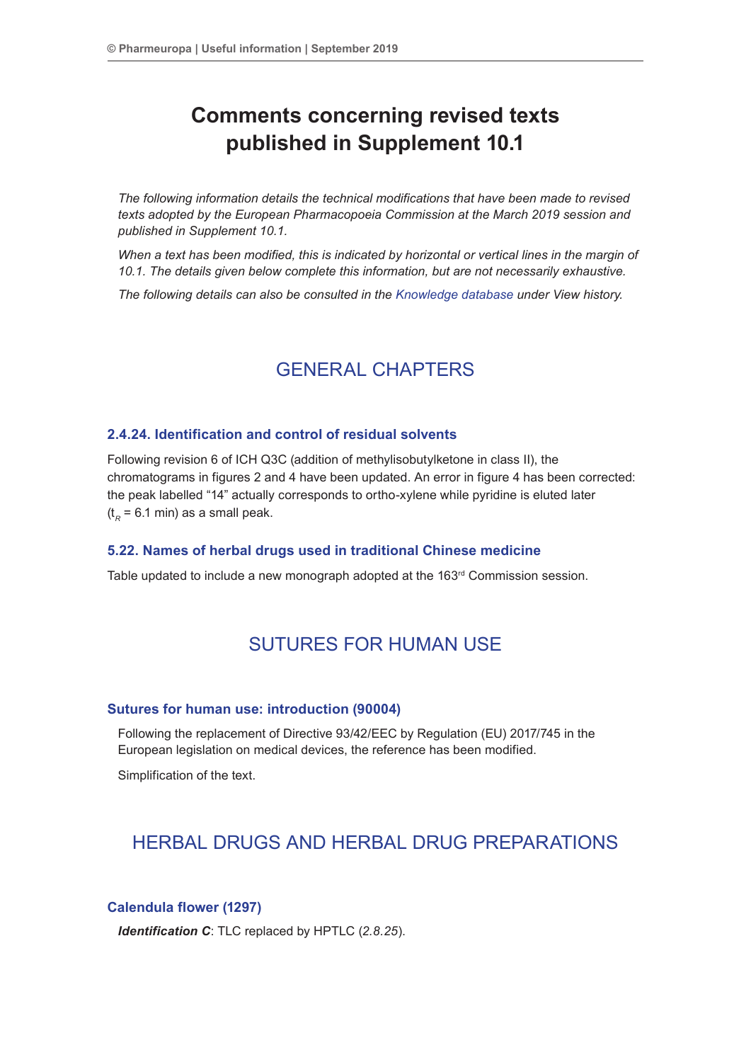# Comments concerning revised texts published in Supplement 10.1

*The following information details the technical modifications that have been made to revised texts adopted by the European Pharmacopoeia Commission at the March 2019 session and published in Supplement 10.1.*

*When a text has been modified, this is indicated by horizontal or vertical lines in the margin of 10.1. The details given below complete this information, but are not necessarily exhaustive.*

*The following details can also be consulted in the Knowledge database under View history.*

## GENERAL CHAPTERS

### 2.4.24. Identification and control of residual solvents

Following revision 6 of ICH Q3C (addition of methylisobutylketone in class II), the chromatograms in figures 2 and 4 have been updated. An error in figure 4 has been corrected: the peak labelled "14" actually corresponds to ortho-xylene while pyridine is eluted later ($t_R$ = 6.1 min) as a small peak.

### 5.22. Names of herbal drugs used in traditional Chinese medicine

Table updated to include a new monograph adopted at the 163rd Commission session.

## SUTURES FOR HUMAN USE

### Sutures for human use: introduction (90004)

Following the replacement of Directive 93/42/EEC by Regulation (EU) 2017/745 in the European legislation on medical devices, the reference has been modified.

Simplification of the text.

## HERBAL DRUGS AND HERBAL DRUG PREPARATIONS

### Calendula flower (1297)

***Identification C***: TLC replaced by HPTLC (*2.8.25*).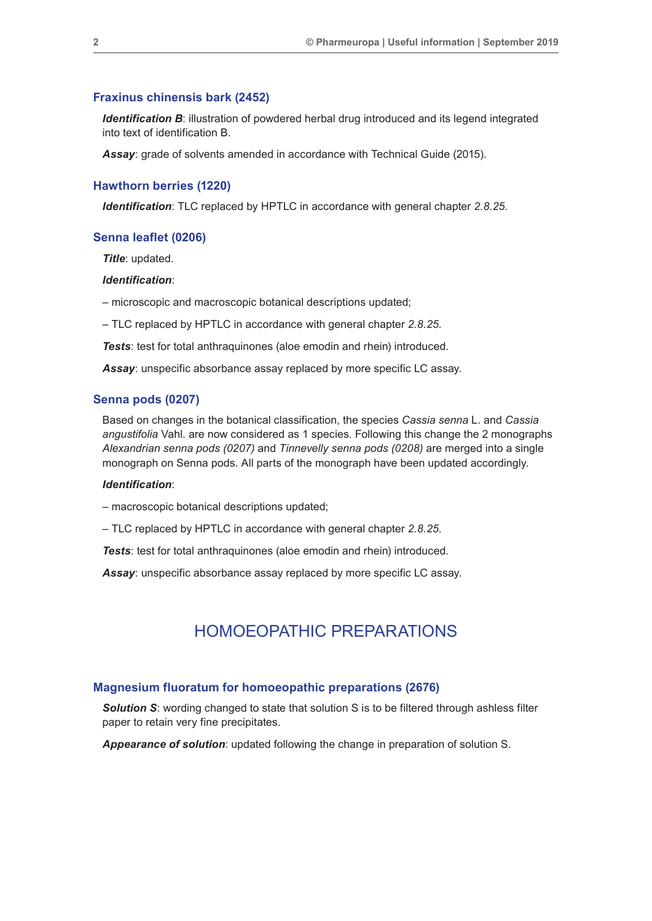### Fraxinus chinensis bark (2452)

***Identification B***: illustration of powdered herbal drug introduced and its legend integrated into text of identification B.

***Assay***: grade of solvents amended in accordance with Technical Guide (2015).

### Hawthorn berries (1220)

***Identification***: TLC replaced by HPTLC in accordance with general chapter *2.8.25*.

### Senna leaflet (0206)

***Title***: updated.

***Identification***:

– microscopic and macroscopic botanical descriptions updated;

– TLC replaced by HPTLC in accordance with general chapter *2.8.25.*

***Tests***: test for total anthraquinones (aloe emodin and rhein) introduced.

***Assay***: unspecific absorbance assay replaced by more specific LC assay.

### Senna pods (0207)

Based on changes in the botanical classification, the species *Cassia senna* L. and *Cassia angustifolia* Vahl. are now considered as 1 species. Following this change the 2 monographs *Alexandrian senna pods (0207)* and *Tinnevelly senna pods (0208)* are merged into a single monograph on Senna pods. All parts of the monograph have been updated accordingly.

***Identification***:

– macroscopic botanical descriptions updated;

– TLC replaced by HPTLC in accordance with general chapter *2.8.25.*

***Tests***: test for total anthraquinones (aloe emodin and rhein) introduced.

***Assay***: unspecific absorbance assay replaced by more specific LC assay.

## HOMOEOPATHIC PREPARATIONS

### Magnesium fluoratum for homoeopathic preparations (2676)

***Solution S***: wording changed to state that solution S is to be filtered through ashless filter paper to retain very fine precipitates.

***Appearance of solution***: updated following the change in preparation of solution S.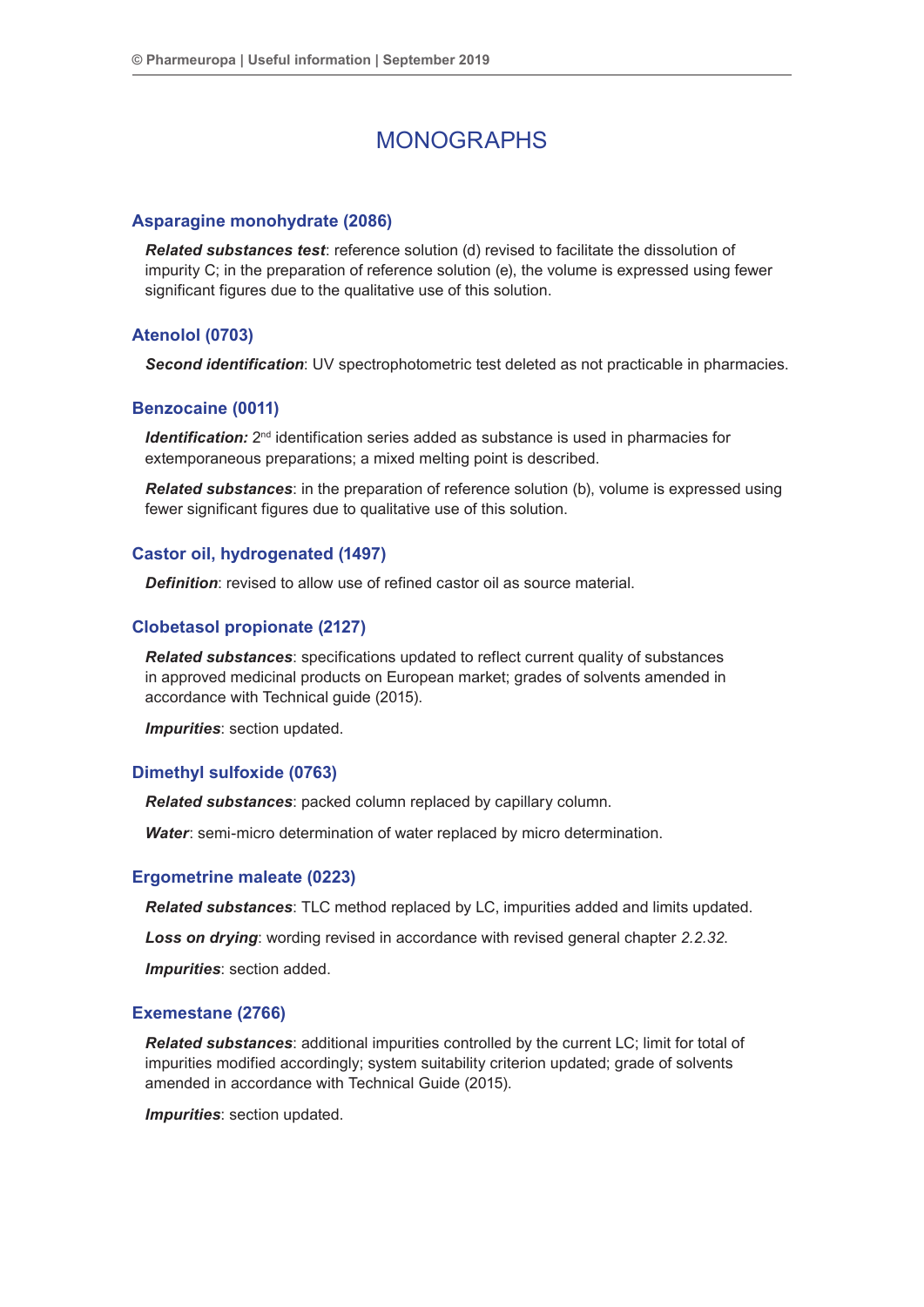# MONOGRAPHS

### Asparagine monohydrate (2086)

***Related substances test***: reference solution (d) revised to facilitate the dissolution of impurity C; in the preparation of reference solution (e), the volume is expressed using fewer significant figures due to the qualitative use of this solution.

### Atenolol (0703)

***Second identification***: UV spectrophotometric test deleted as not practicable in pharmacies.

### Benzocaine (0011)

***Identification:*** 2nd identification series added as substance is used in pharmacies for extemporaneous preparations; a mixed melting point is described.

***Related substances***: in the preparation of reference solution (b), volume is expressed using fewer significant figures due to qualitative use of this solution.

### Castor oil, hydrogenated (1497)

***Definition***: revised to allow use of refined castor oil as source material.

### Clobetasol propionate (2127)

***Related substances***: specifications updated to reflect current quality of substances in approved medicinal products on European market; grades of solvents amended in accordance with Technical guide (2015).

***Impurities***: section updated.

### Dimethyl sulfoxide (0763)

***Related substances***: packed column replaced by capillary column.

***Water***: semi-micro determination of water replaced by micro determination.

### Ergometrine maleate (0223)

***Related substances***: TLC method replaced by LC, impurities added and limits updated.

***Loss on drying***: wording revised in accordance with revised general chapter *2.2.32.*

***Impurities***: section added.

### Exemestane (2766)

***Related substances***: additional impurities controlled by the current LC; limit for total of impurities modified accordingly; system suitability criterion updated; grade of solvents amended in accordance with Technical Guide (2015).

***Impurities***: section updated.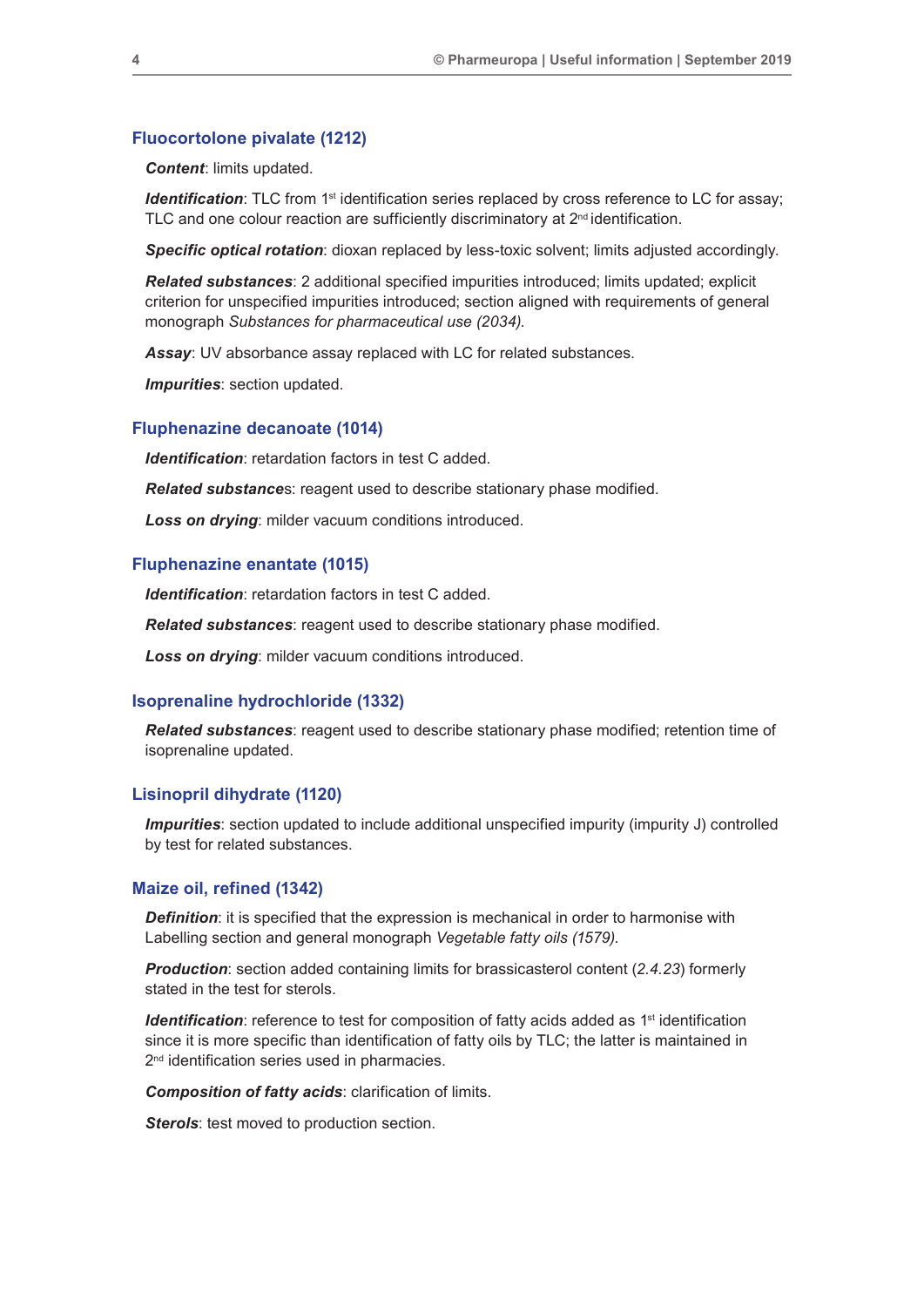### Fluocortolone pivalate (1212)

***Content***: limits updated.

***Identification***: TLC from 1st identification series replaced by cross reference to LC for assay; TLC and one colour reaction are sufficiently discriminatory at 2nd identification.

***Specific optical rotation***: dioxan replaced by less-toxic solvent; limits adjusted accordingly.

***Related substances***: 2 additional specified impurities introduced; limits updated; explicit criterion for unspecified impurities introduced; section aligned with requirements of general monograph *Substances for pharmaceutical use (2034).*

***Assay***: UV absorbance assay replaced with LC for related substances.

***Impurities***: section updated.

### Fluphenazine decanoate (1014)

***Identification***: retardation factors in test C added.

***Related substances***: reagent used to describe stationary phase modified.

***Loss on drying***: milder vacuum conditions introduced.

### Fluphenazine enantate (1015)

***Identification***: retardation factors in test C added.

***Related substances***: reagent used to describe stationary phase modified.

***Loss on drying***: milder vacuum conditions introduced.

### Isoprenaline hydrochloride (1332)

***Related substances***: reagent used to describe stationary phase modified; retention time of isoprenaline updated.

### Lisinopril dihydrate (1120)

***Impurities***: section updated to include additional unspecified impurity (impurity J) controlled by test for related substances.

### Maize oil, refined (1342)

***Definition***: it is specified that the expression is mechanical in order to harmonise with Labelling section and general monograph *Vegetable fatty oils (1579)*.

***Production***: section added containing limits for brassicasterol content (*2.4.23*) formerly stated in the test for sterols.

***Identification***: reference to test for composition of fatty acids added as 1st identification since it is more specific than identification of fatty oils by TLC; the latter is maintained in 2nd identification series used in pharmacies.

***Composition of fatty acids***: clarification of limits.

***Sterols***: test moved to production section.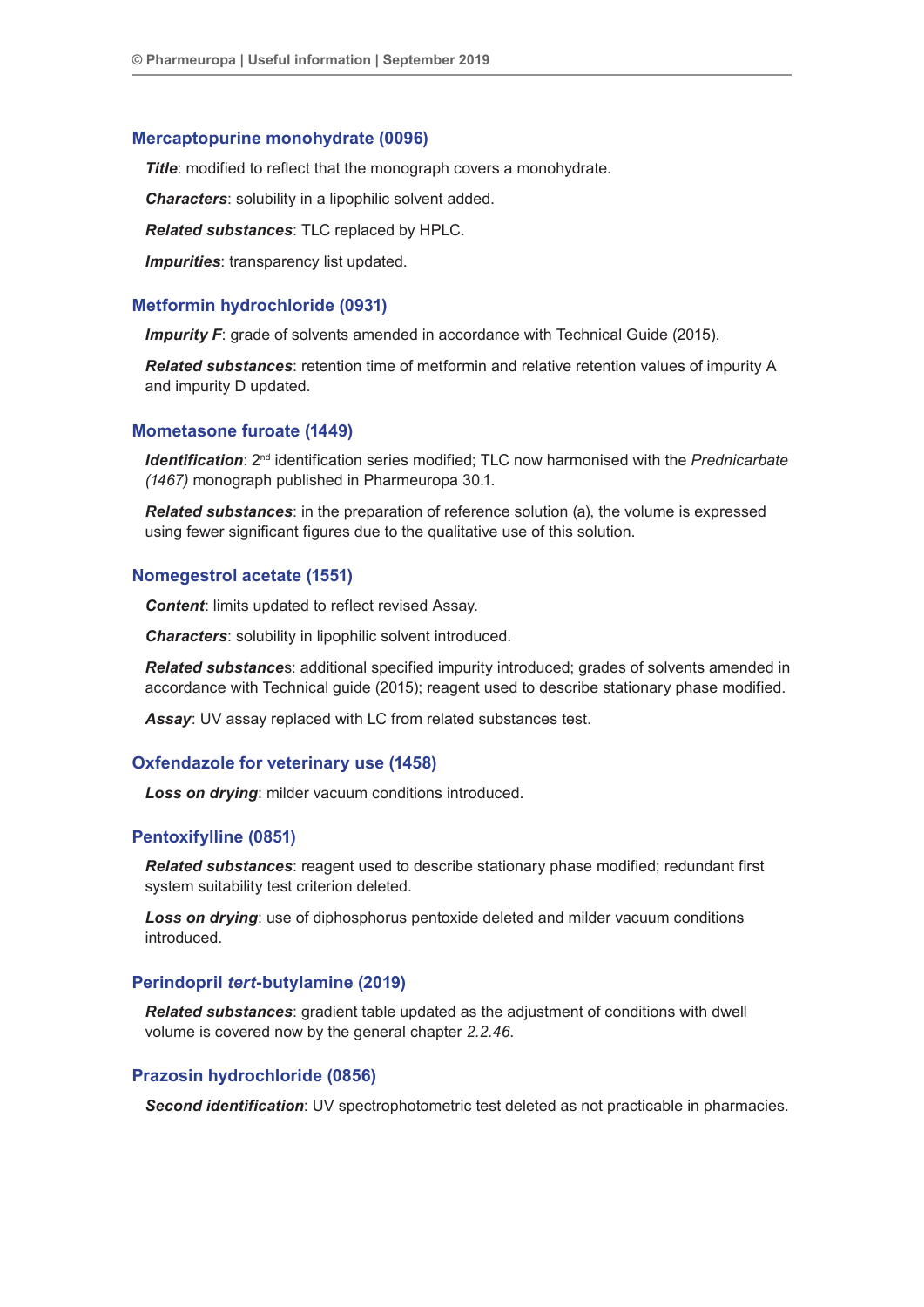### Mercaptopurine monohydrate (0096)

***Title***: modified to reflect that the monograph covers a monohydrate.

***Characters***: solubility in a lipophilic solvent added.

***Related substances***: TLC replaced by HPLC.

***Impurities***: transparency list updated.

### Metformin hydrochloride (0931)

***Impurity F***: grade of solvents amended in accordance with Technical Guide (2015).

***Related substances***: retention time of metformin and relative retention values of impurity A and impurity D updated.

### Mometasone furoate (1449)

***Identification***: 2nd identification series modified; TLC now harmonised with the *Prednicarbate (1467)* monograph published in Pharmeuropa 30.1.

***Related substances***: in the preparation of reference solution (a), the volume is expressed using fewer significant figures due to the qualitative use of this solution.

### Nomegestrol acetate (1551)

***Content***: limits updated to reflect revised Assay.

***Characters***: solubility in lipophilic solvent introduced.

***Related substance***s: additional specified impurity introduced; grades of solvents amended in accordance with Technical guide (2015); reagent used to describe stationary phase modified.

***Assay***: UV assay replaced with LC from related substances test.

### Oxfendazole for veterinary use (1458)

***Loss on drying***: milder vacuum conditions introduced.

### Pentoxifylline (0851)

***Related substances***: reagent used to describe stationary phase modified; redundant first system suitability test criterion deleted.

***Loss on drying***: use of diphosphorus pentoxide deleted and milder vacuum conditions introduced.

### Perindopril *tert*-butylamine (2019)

***Related substances***: gradient table updated as the adjustment of conditions with dwell volume is covered now by the general chapter *2.2.46*.

### Prazosin hydrochloride (0856)

***Second identification***: UV spectrophotometric test deleted as not practicable in pharmacies.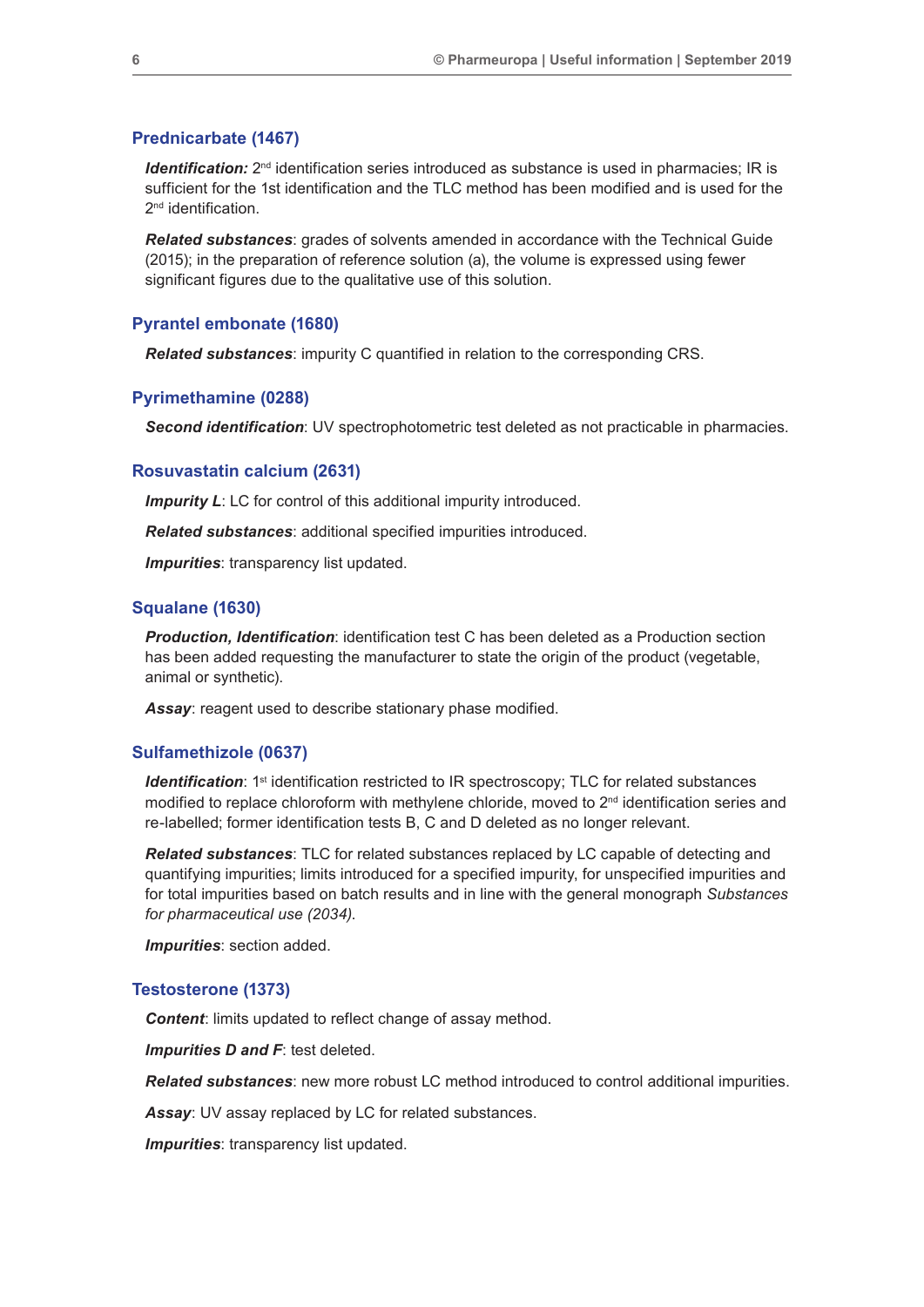### Prednicarbate (1467)

***Identification:*** 2nd identification series introduced as substance is used in pharmacies; IR is sufficient for the 1st identification and the TLC method has been modified and is used for the 2nd identification.

***Related substances***: grades of solvents amended in accordance with the Technical Guide (2015); in the preparation of reference solution (a), the volume is expressed using fewer significant figures due to the qualitative use of this solution.

### Pyrantel embonate (1680)

***Related substances***: impurity C quantified in relation to the corresponding CRS.

### Pyrimethamine (0288)

***Second identification***: UV spectrophotometric test deleted as not practicable in pharmacies.

### Rosuvastatin calcium (2631)

***Impurity L***: LC for control of this additional impurity introduced.

***Related substances***: additional specified impurities introduced.

***Impurities***: transparency list updated.

### Squalane (1630)

***Production, Identification***: identification test C has been deleted as a Production section has been added requesting the manufacturer to state the origin of the product (vegetable, animal or synthetic).

***Assay***: reagent used to describe stationary phase modified.

### Sulfamethizole (0637)

***Identification***: 1st identification restricted to IR spectroscopy; TLC for related substances modified to replace chloroform with methylene chloride, moved to 2nd identification series and re-labelled; former identification tests B, C and D deleted as no longer relevant.

***Related substances***: TLC for related substances replaced by LC capable of detecting and quantifying impurities; limits introduced for a specified impurity, for unspecified impurities and for total impurities based on batch results and in line with the general monograph *Substances for pharmaceutical use (2034).*

***Impurities***: section added.

### Testosterone (1373)

***Content***: limits updated to reflect change of assay method.

***Impurities D and F***: test deleted.

***Related substances***: new more robust LC method introduced to control additional impurities.

***Assay***: UV assay replaced by LC for related substances.

***Impurities***: transparency list updated.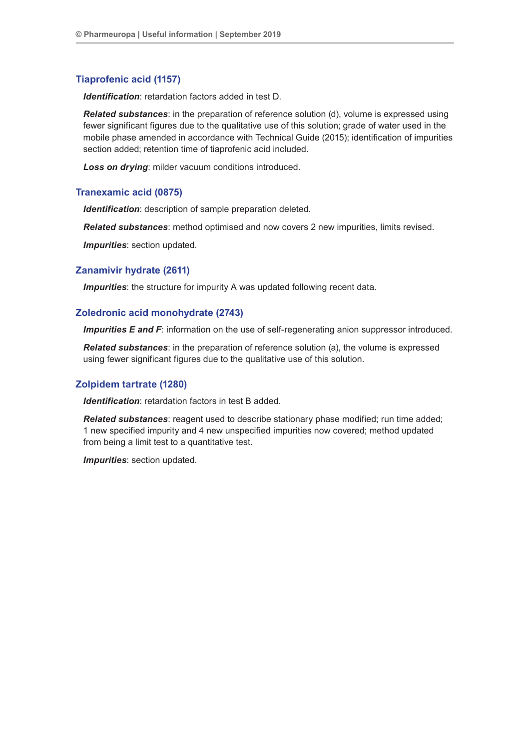## Tiaprofenic acid (1157)

***Identification***: retardation factors added in test D.

***Related substances***: in the preparation of reference solution (d), volume is expressed using fewer significant figures due to the qualitative use of this solution; grade of water used in the mobile phase amended in accordance with Technical Guide (2015); identification of impurities section added; retention time of tiaprofenic acid included.

***Loss on drying***: milder vacuum conditions introduced.

## Tranexamic acid (0875)

***Identification***: description of sample preparation deleted.

***Related substances***: method optimised and now covers 2 new impurities, limits revised.

***Impurities***: section updated.

## Zanamivir hydrate (2611)

***Impurities***: the structure for impurity A was updated following recent data.

## Zoledronic acid monohydrate (2743)

***Impurities E and F***: information on the use of self-regenerating anion suppressor introduced.

***Related substances***: in the preparation of reference solution (a), the volume is expressed using fewer significant figures due to the qualitative use of this solution.

## Zolpidem tartrate (1280)

***Identification***: retardation factors in test B added.

***Related substances***: reagent used to describe stationary phase modified; run time added; 1 new specified impurity and 4 new unspecified impurities now covered; method updated from being a limit test to a quantitative test.

***Impurities***: section updated.